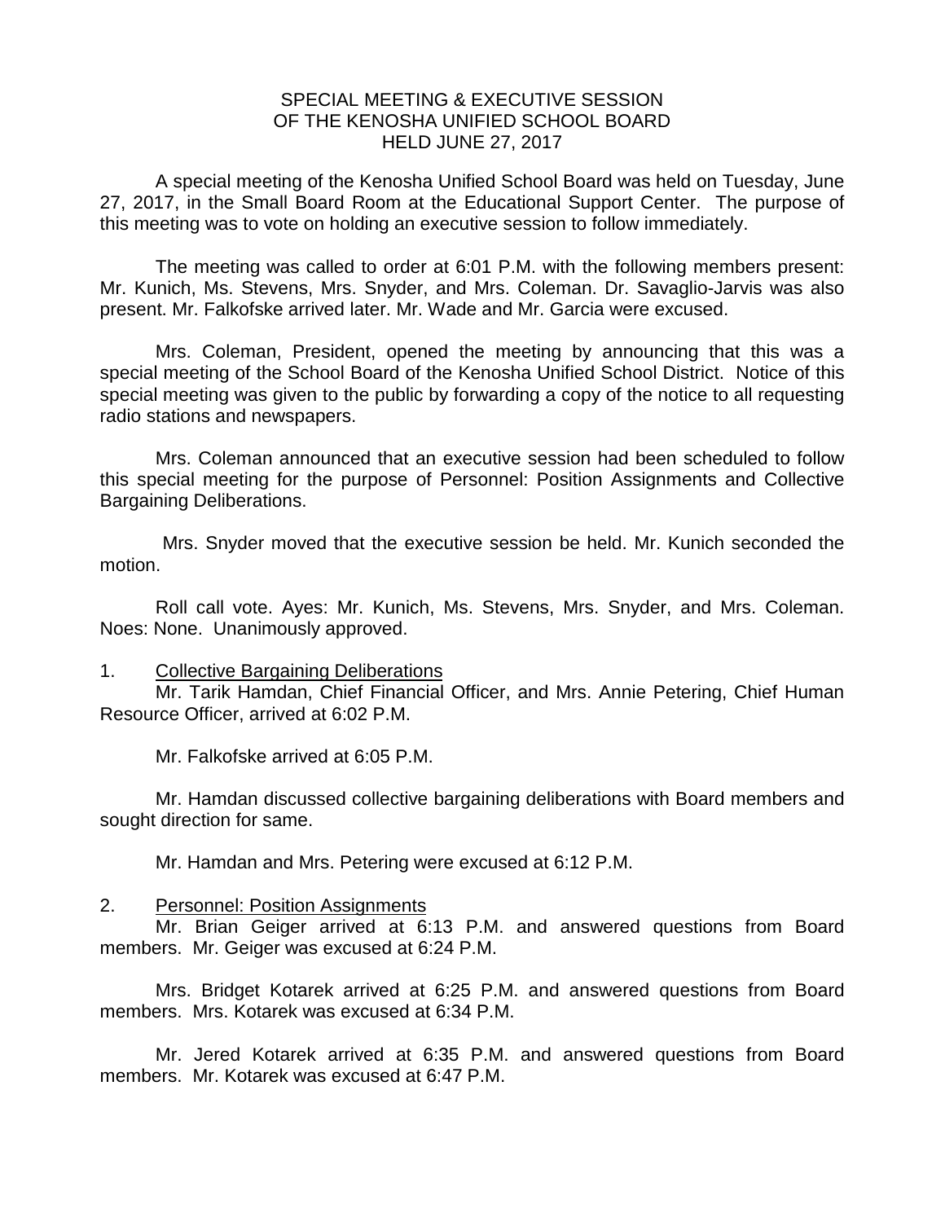# SPECIAL MEETING & EXECUTIVE SESSION
# OF THE KENOSHA UNIFIED SCHOOL BOARD
# HELD JUNE 27, 2017

A special meeting of the Kenosha Unified School Board was held on Tuesday, June 27, 2017, in the Small Board Room at the Educational Support Center. The purpose of this meeting was to vote on holding an executive session to follow immediately.

The meeting was called to order at 6:01 P.M. with the following members present: Mr. Kunich, Ms. Stevens, Mrs. Snyder, and Mrs. Coleman. Dr. Savaglio-Jarvis was also present. Mr. Falkofske arrived later. Mr. Wade and Mr. Garcia were excused.

Mrs. Coleman, President, opened the meeting by announcing that this was a special meeting of the School Board of the Kenosha Unified School District. Notice of this special meeting was given to the public by forwarding a copy of the notice to all requesting radio stations and newspapers.

Mrs. Coleman announced that an executive session had been scheduled to follow this special meeting for the purpose of Personnel: Position Assignments and Collective Bargaining Deliberations.

Mrs. Snyder moved that the executive session be held. Mr. Kunich seconded the motion.

Roll call vote. Ayes: Mr. Kunich, Ms. Stevens, Mrs. Snyder, and Mrs. Coleman. Noes: None. Unanimously approved.

1. Collective Bargaining Deliberations

Mr. Tarik Hamdan, Chief Financial Officer, and Mrs. Annie Petering, Chief Human Resource Officer, arrived at 6:02 P.M.

Mr. Falkofske arrived at 6:05 P.M.

Mr. Hamdan discussed collective bargaining deliberations with Board members and sought direction for same.

Mr. Hamdan and Mrs. Petering were excused at 6:12 P.M.

2. Personnel: Position Assignments

Mr. Brian Geiger arrived at 6:13 P.M. and answered questions from Board members. Mr. Geiger was excused at 6:24 P.M.

Mrs. Bridget Kotarek arrived at 6:25 P.M. and answered questions from Board members. Mrs. Kotarek was excused at 6:34 P.M.

Mr. Jered Kotarek arrived at 6:35 P.M. and answered questions from Board members. Mr. Kotarek was excused at 6:47 P.M.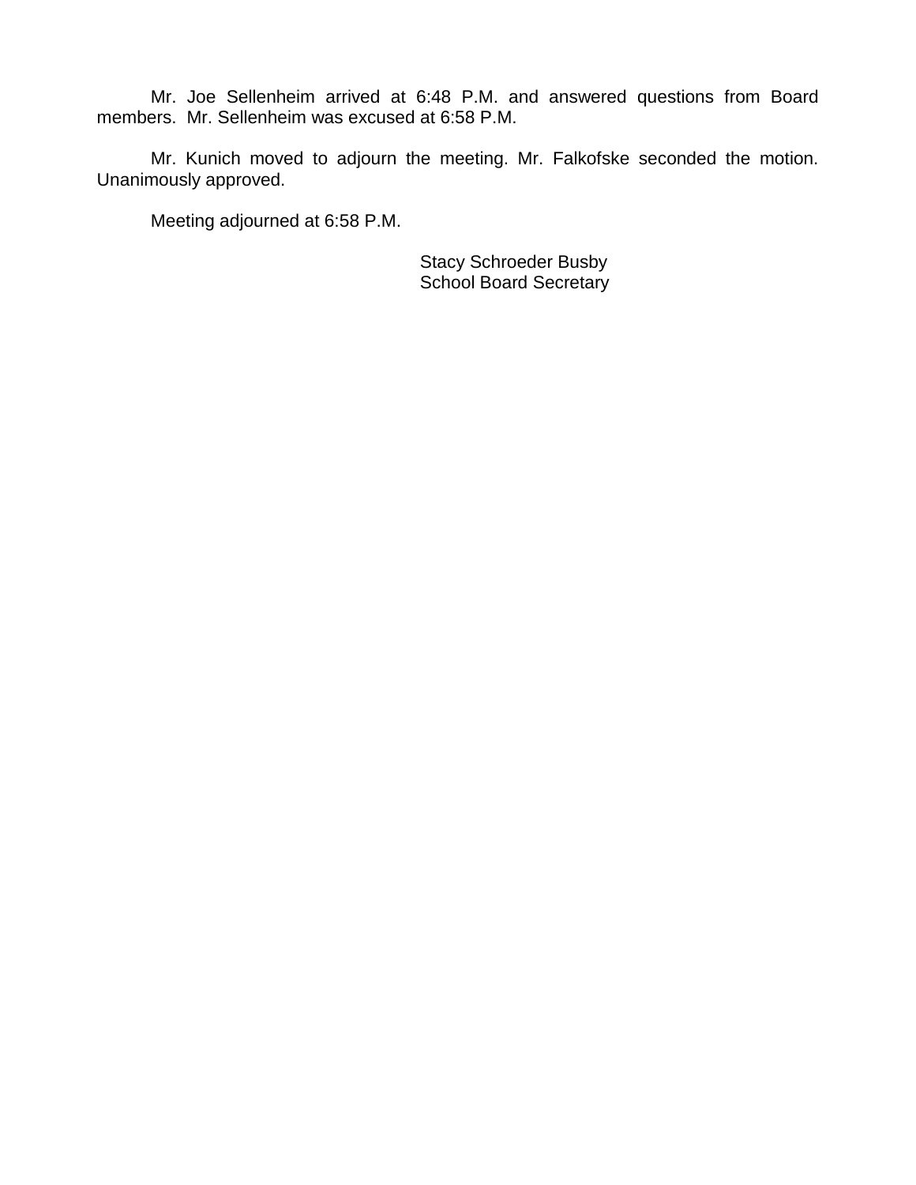Mr. Joe Sellenheim arrived at 6:48 P.M. and answered questions from Board members. Mr. Sellenheim was excused at 6:58 P.M.

Mr. Kunich moved to adjourn the meeting. Mr. Falkofske seconded the motion. Unanimously approved.

Meeting adjourned at 6:58 P.M.

Stacy Schroeder Busby
School Board Secretary